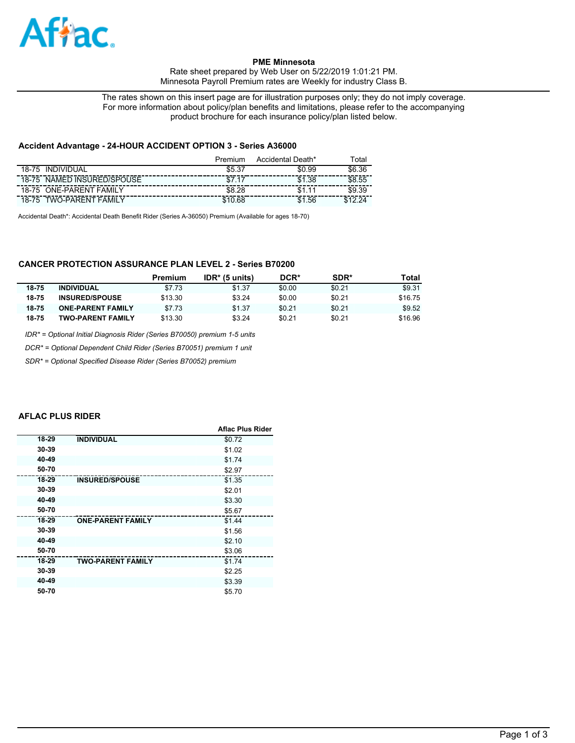Aflac

**PME Minnesota**
Rate sheet prepared by Web User on 5/22/2019 1:01:21 PM.
Minnesota Payroll Premium rates are Weekly for industry Class B.

The rates shown on this insert page are for illustration purposes only; they do not imply coverage.
For more information about policy/plan benefits and limitations, please refer to the accompanying product brochure for each insurance policy/plan listed below.

### Accident Advantage - 24-HOUR ACCIDENT OPTION 3 - Series A36000

| | | Premium | Accidental Death* | Total |
|---|---|---|---|---|
| 18-75 | INDIVIDUAL | $5.37 | $0.99 | $6.36 |
| 18-75 | NAMED INSURED/SPOUSE | $7.17 | $1.38 | $8.55 |
| 18-75 | ONE-PARENT FAMILY | $8.28 | $1.11 | $9.39 |
| 18-75 | TWO-PARENT FAMILY | $10.68 | $1.56 | $12.24 |

Accidental Death*: Accidental Death Benefit Rider (Series A-36050) Premium (Available for ages 18-70)

### CANCER PROTECTION ASSURANCE PLAN LEVEL 2 - Series B70200

| | | Premium | IDR* (5 units) | DCR* | SDR* | Total |
|---|---|---|---|---|---|---|
| **18-75** | **INDIVIDUAL** | $7.73 | $1.37 | $0.00 | $0.21 | $9.31 |
| **18-75** | **INSURED/SPOUSE** | $13.30 | $3.24 | $0.00 | $0.21 | $16.75 |
| **18-75** | **ONE-PARENT FAMILY** | $7.73 | $1.37 | $0.21 | $0.21 | $9.52 |
| **18-75** | **TWO-PARENT FAMILY** | $13.30 | $3.24 | $0.21 | $0.21 | $16.96 |

*IDR* = Optional Initial Diagnosis Rider (Series B70050) premium 1-5 units*

*DCR* = Optional Dependent Child Rider (Series B70051) premium 1 unit*

*SDR* = Optional Specified Disease Rider (Series B70052) premium*

### AFLAC PLUS RIDER

| | | Aflac Plus Rider |
|---|---|---|
| **18-29** | **INDIVIDUAL** | $0.72 |
| **30-39** | | $1.02 |
| **40-49** | | $1.74 |
| **50-70** | | $2.97 |
| **18-29** | **INSURED/SPOUSE** | $1.35 |
| **30-39** | | $2.01 |
| **40-49** | | $3.30 |
| **50-70** | | $5.67 |
| **18-29** | **ONE-PARENT FAMILY** | $1.44 |
| **30-39** | | $1.56 |
| **40-49** | | $2.10 |
| **50-70** | | $3.06 |
| **18-29** | **TWO-PARENT FAMILY** | $1.74 |
| **30-39** | | $2.25 |
| **40-49** | | $3.39 |
| **50-70** | | $5.70 |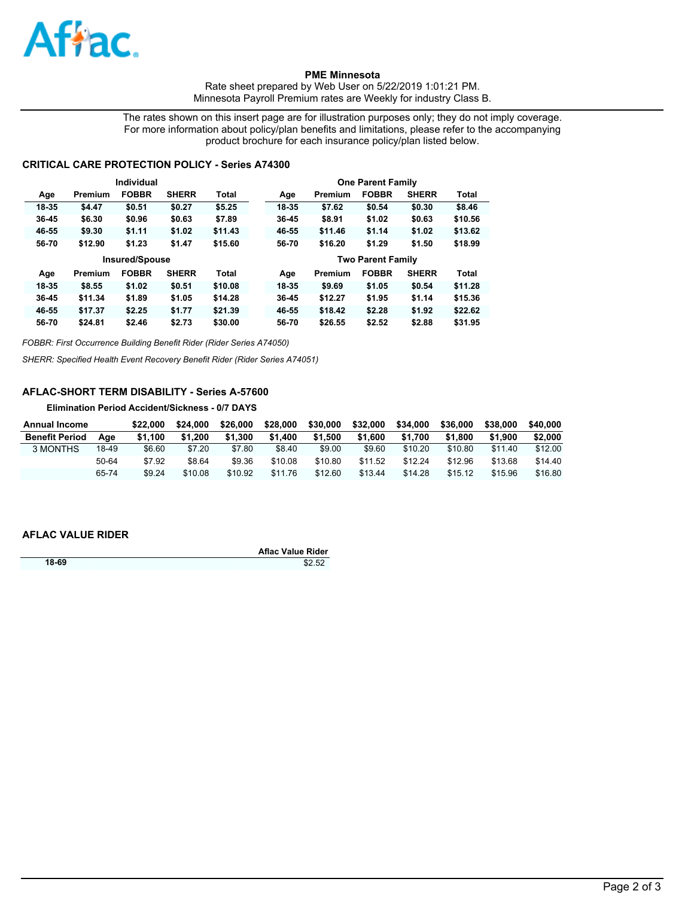**PME Minnesota**

Rate sheet prepared by Web User on 5/22/2019 1:01:21 PM.
Minnesota Payroll Premium rates are Weekly for industry Class B.

The rates shown on this insert page are for illustration purposes only; they do not imply coverage. For more information about policy/plan benefits and limitations, please refer to the accompanying product brochure for each insurance policy/plan listed below.

## CRITICAL CARE PROTECTION POLICY - Series A74300

| Individual | | | | | One Parent Family | | | | |
|---|---|---|---|---|---|---|---|---|---|
| Age | Premium | FOBBR | SHERR | Total | Age | Premium | FOBBR | SHERR | Total |
| 18-35 | $4.47 | $0.51 | $0.27 | $5.25 | 18-35 | $7.62 | $0.54 | $0.30 | $8.46 |
| 36-45 | $6.30 | $0.96 | $0.63 | $7.89 | 36-45 | $8.91 | $1.02 | $0.63 | $10.56 |
| 46-55 | $9.30 | $1.11 | $1.02 | $11.43 | 46-55 | $11.46 | $1.14 | $1.02 | $13.62 |
| 56-70 | $12.90 | $1.23 | $1.47 | $15.60 | 56-70 | $16.20 | $1.29 | $1.50 | $18.99 |

| Insured/Spouse | | | | | Two Parent Family | | | | |
|---|---|---|---|---|---|---|---|---|---|
| Age | Premium | FOBBR | SHERR | Total | Age | Premium | FOBBR | SHERR | Total |
| 18-35 | $8.55 | $1.02 | $0.51 | $10.08 | 18-35 | $9.69 | $1.05 | $0.54 | $11.28 |
| 36-45 | $11.34 | $1.89 | $1.05 | $14.28 | 36-45 | $12.27 | $1.95 | $1.14 | $15.36 |
| 46-55 | $17.37 | $2.25 | $1.77 | $21.39 | 46-55 | $18.42 | $2.28 | $1.92 | $22.62 |
| 56-70 | $24.81 | $2.46 | $2.73 | $30.00 | 56-70 | $26.55 | $2.52 | $2.88 | $31.95 |

*FOBBR: First Occurrence Building Benefit Rider (Rider Series A74050)*

*SHERR: Specified Health Event Recovery Benefit Rider (Rider Series A74051)*

## AFLAC-SHORT TERM DISABILITY - Series A-57600

**Elimination Period Accident/Sickness - 0/7 DAYS**

| Annual Income | | $22,000 | $24,000 | $26,000 | $28,000 | $30,000 | $32,000 | $34,000 | $36,000 | $38,000 | $40,000 |
|---|---|---|---|---|---|---|---|---|---|---|---|
| Benefit Period | Age | $1,100 | $1,200 | $1,300 | $1,400 | $1,500 | $1,600 | $1,700 | $1,800 | $1,900 | $2,000 |
| 3 MONTHS | 18-49 | $6.60 | $7.20 | $7.80 | $8.40 | $9.00 | $9.60 | $10.20 | $10.80 | $11.40 | $12.00 |
| | 50-64 | $7.92 | $8.64 | $9.36 | $10.08 | $10.80 | $11.52 | $12.24 | $12.96 | $13.68 | $14.40 |
| | 65-74 | $9.24 | $10.08 | $10.92 | $11.76 | $12.60 | $13.44 | $14.28 | $15.12 | $15.96 | $16.80 |

## AFLAC VALUE RIDER

| | Aflac Value Rider |
|---|---|
| 18-69 | $2.52 |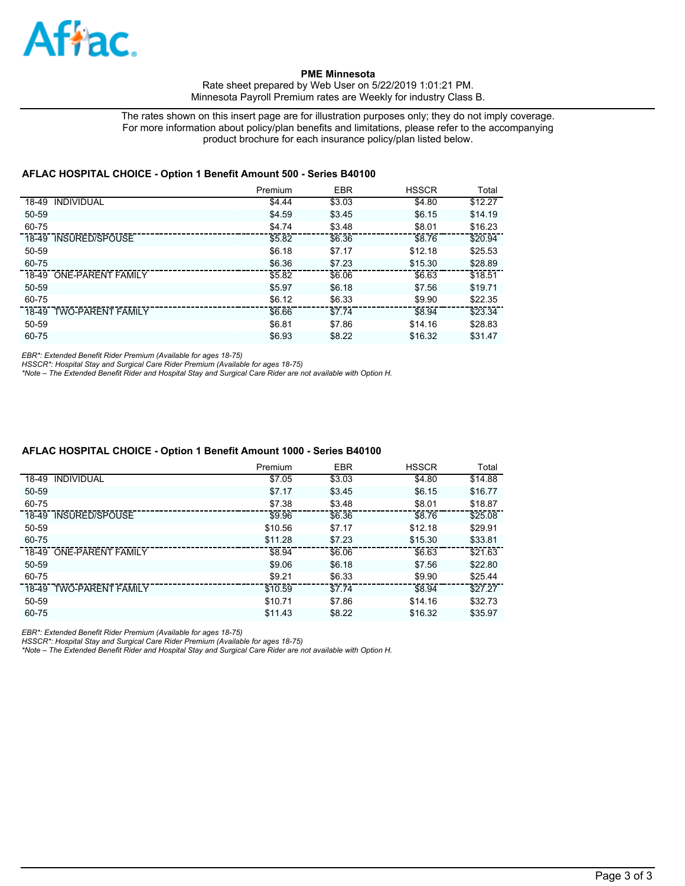**PME Minnesota**

Rate sheet prepared by Web User on 5/22/2019 1:01:21 PM.
Minnesota Payroll Premium rates are Weekly for industry Class B.

The rates shown on this insert page are for illustration purposes only; they do not imply coverage.
For more information about policy/plan benefits and limitations, please refer to the accompanying product brochure for each insurance policy/plan listed below.

### AFLAC HOSPITAL CHOICE - Option 1 Benefit Amount 500 - Series B40100

| | Premium | EBR | HSSCR | Total |
|---|---|---|---|---|
| 18-49 INDIVIDUAL | $4.44 | $3.03 | $4.80 | $12.27 |
| 50-59 | $4.59 | $3.45 | $6.15 | $14.19 |
| 60-75 | $4.74 | $3.48 | $8.01 | $16.23 |
| 18-49 INSURED/SPOUSE | $5.82 | $6.36 | $8.76 | $20.94 |
| 50-59 | $6.18 | $7.17 | $12.18 | $25.53 |
| 60-75 | $6.36 | $7.23 | $15.30 | $28.89 |
| 18-49 ONE-PARENT FAMILY | $5.82 | $6.06 | $6.63 | $18.51 |
| 50-59 | $5.97 | $6.18 | $7.56 | $19.71 |
| 60-75 | $6.12 | $6.33 | $9.90 | $22.35 |
| 18-49 TWO-PARENT FAMILY | $6.66 | $7.74 | $8.94 | $23.34 |
| 50-59 | $6.81 | $7.86 | $14.16 | $28.83 |
| 60-75 | $6.93 | $8.22 | $16.32 | $31.47 |

*EBR*: Extended Benefit Rider Premium (Available for ages 18-75)*
*HSSCR*: Hospital Stay and Surgical Care Rider Premium (Available for ages 18-75)*
**Note – The Extended Benefit Rider and Hospital Stay and Surgical Care Rider are not available with Option H.*

### AFLAC HOSPITAL CHOICE - Option 1 Benefit Amount 1000 - Series B40100

| | Premium | EBR | HSSCR | Total |
|---|---|---|---|---|
| 18-49 INDIVIDUAL | $7.05 | $3.03 | $4.80 | $14.88 |
| 50-59 | $7.17 | $3.45 | $6.15 | $16.77 |
| 60-75 | $7.38 | $3.48 | $8.01 | $18.87 |
| 18-49 INSURED/SPOUSE | $9.96 | $6.36 | $8.76 | $25.08 |
| 50-59 | $10.56 | $7.17 | $12.18 | $29.91 |
| 60-75 | $11.28 | $7.23 | $15.30 | $33.81 |
| 18-49 ONE-PARENT FAMILY | $8.94 | $6.06 | $6.63 | $21.63 |
| 50-59 | $9.06 | $6.18 | $7.56 | $22.80 |
| 60-75 | $9.21 | $6.33 | $9.90 | $25.44 |
| 18-49 TWO-PARENT FAMILY | $10.59 | $7.74 | $8.94 | $27.27 |
| 50-59 | $10.71 | $7.86 | $14.16 | $32.73 |
| 60-75 | $11.43 | $8.22 | $16.32 | $35.97 |

*EBR*: Extended Benefit Rider Premium (Available for ages 18-75)*
*HSSCR*: Hospital Stay and Surgical Care Rider Premium (Available for ages 18-75)*
**Note – The Extended Benefit Rider and Hospital Stay and Surgical Care Rider are not available with Option H.*